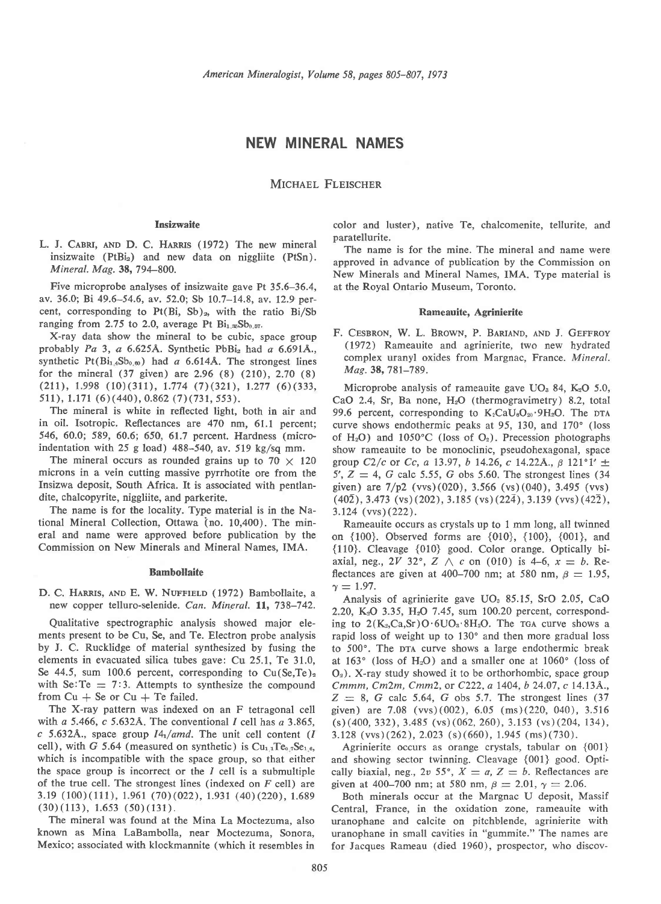# NEW MINERAL NAMES

MICHAEL FLEISCHER

## Insizwaite

L. J. CABRI, AND D. C. HARRIS (1972) The new mineral insizwaite ($PtBi_2$) and new data on niggliite (PtSn). *Mineral. Mag.* **38**, 794–800.

Five microprobe analyses of insizwaite gave Pt 35.6–36.4, av. 36.0; Bi 49.6–54.6, av. 52.0; Sb 10.7–14.8, av. 12.9 percent, corresponding to $Pt(Bi, Sb)_2$, with the ratio Bi/Sb ranging from 2.75 to 2.0, average $Pt\ Bi_{1.33}Sb_{0.67}$.

X-ray data show the mineral to be cubic, space group probably *Pa* 3, *a* 6.625Å. Synthetic $PbBi_2$ had *a* 6.691Å., synthetic $Pt(Bi_{1.4}Sb_{0.60})$ had *a* 6.614Å. The strongest lines for the mineral (37 given) are 2.96 (8) (210), 2.70 (8) (211), 1.998 (10)(311), 1.774 (7)(321), 1.277 (6)(333, 511), 1.171 (6)(440), 0.862 (7)(731, 553).

The mineral is white in reflected light, both in air and in oil. Isotropic. Reflectances are 470 nm, 61.1 percent; 546, 60.0; 589, 60.6; 650, 61.7 percent. Hardness (microindentation with 25 g load) 488–540, av. 519 kg/sq mm.

The mineral occurs as rounded grains up to 70 × 120 microns in a vein cutting massive pyrrhotite ore from the Insizwa deposit, South Africa. It is associated with pentlandite, chalcopyrite, niggliite, and parkerite.

The name is for the locality. Type material is in the National Mineral Collection, Ottawa (no. 10,400). The mineral and name were approved before publication by the Commission on New Minerals and Mineral Names, IMA.

## Bambollaite

D. C. HARRIS, AND E. W. NUFFIELD (1972) Bambollaite, a new copper telluro-selenide. *Can. Mineral.* **11**, 738–742.

Qualitative spectrographic analysis showed major elements present to be Cu, Se, and Te. Electron probe analysis by J. C. Rucklidge of material synthesized by fusing the elements in evacuated silica tubes gave: Cu 25.1, Te 31.0, Se 44.5, sum 100.6 percent, corresponding to $Cu(Se,Te)_2$ with Se:Te = 7:3. Attempts to synthesize the compound from Cu + Se or Cu + Te failed.

The X-ray pattern was indexed on an F tetragonal cell with *a* 5.466, *c* 5.632Å. The conventional *I* cell has *a* 3.865, *c* 5.632Å., space group $I4_1/amd$. The unit cell content (*I* cell), with *G* 5.64 (measured on synthetic) is $Cu_{1.1}Te_{0.7}Se_{1.6}$, which is incompatible with the space group, so that either the space group is incorrect or the *I* cell is a submultiple of the true cell. The strongest lines (indexed on *F* cell) are 3.19 (100)(111), 1.961 (70)(022), 1.931 (40)(220), 1.689 (30)(113), 1.653 (50)(131).

The mineral was found at the Mina La Moctezuma, also known as Mina LaBambolla, near Moctezuma, Sonora, Mexico; associated with klockmannite (which it resembles in color and luster), native Te, chalcomenite, tellurite, and paratellurite.

The name is for the mine. The mineral and name were approved in advance of publication by the Commission on New Minerals and Mineral Names, IMA. Type material is at the Royal Ontario Museum, Toronto.

## Rameauite, Agrinierite

F. CESBRON, W. L. BROWN, P. BARIAND, AND J. GEFFROY (1972) Rameauite and agrinierite, two new hydrated complex uranyl oxides from Margnac, France. *Mineral. Mag.* **38**, 781–789.

Microprobe analysis of rameauite gave $UO_3$ 84, $K_2O$ 5.0, CaO 2.4, Sr, Ba none, $H_2O$ (thermogravimetry) 8.2, total 99.6 percent, corresponding to $K_2CaU_6O_{20}\cdot 9H_2O$. The DTA curve shows endothermic peaks at 95, 130, and 170° (loss of $H_2O$) and 1050°C (loss of $O_2$). Precession photographs show rameauite to be monoclinic, pseudohexagonal, space group *C*2/*c* or *Cc*, *a* 13.97, *b* 14.26, *c* 14.22Å., *β* 121°1′ ± 5′, *Z* = 4, *G* calc 5.55, *G* obs 5.60. The strongest lines (34 given) are 7/p2 (vvs)(020), 3.566 (vs)(040), 3.495 (vvs) (40$\bar{2}$), 3.473 (vs)(202), 3.185 (vs)(22$\bar{4}$), 3.139 (vvs)(42$\bar{2}$), 3.124 (vvs)(222).

Rameauite occurs as crystals up to 1 mm long, all twinned on {100}. Observed forms are {010}, {100}, {001}, and {110}. Cleavage {010} good. Color orange. Optically biaxial, neg., 2*V* 32°, *Z* ∧ *c* on (010) is 4–6, *x* = *b*. Reflectances are given at 400–700 nm; at 580 nm, *β* = 1.95, *γ* = 1.97.

Analysis of agrinierite gave $UO_3$ 85.15, SrO 2.05, CaO 2.20, $K_2O$ 3.35, $H_2O$ 7.45, sum 100.20 percent, corresponding to $2(K_2,Ca,Sr)O\cdot 6UO_3\cdot 8H_2O$. The TGA curve shows a rapid loss of weight up to 130° and then more gradual loss to 500°. The DTA curve shows a large endothermic break at 163° (loss of $H_2O$) and a smaller one at 1060° (loss of $O_2$). X-ray study showed it to be orthorhombic, space group *Cmmm*, *Cm*2*m*, *Cmm*2, or *C*222, *a* 1404, *b* 24.07, *c* 14.13Å., *Z* = 8, *G* calc 5.64, *G* obs 5.7. The strongest lines (37 given) are 7.08 (vvs)(002), 6.05 (ms)(220, 040), 3.516 (s)(400, 332), 3.485 (vs)(062, 260), 3.153 (vs)(204, 134), 3.128 (vvs)(262), 2.023 (s)(660), 1.945 (ms)(730).

Agrinierite occurs as orange crystals, tabular on {001} and showing sector twinning. Cleavage {001} good. Optically biaxial, neg., 2*v* 55°, *X* = *a*, *Z* = *b*. Reflectances are given at 400–700 nm; at 580 nm, *β* = 2.01, *γ* = 2.06.

Both minerals occur at the Margnac U deposit, Massif Central, France, in the oxidation zone, rameauite with uranophane and calcite on pitchblende, agrinierite with uranophane in small cavities in "gummite." The names are for Jacques Rameau (died 1960), prospector, who discov-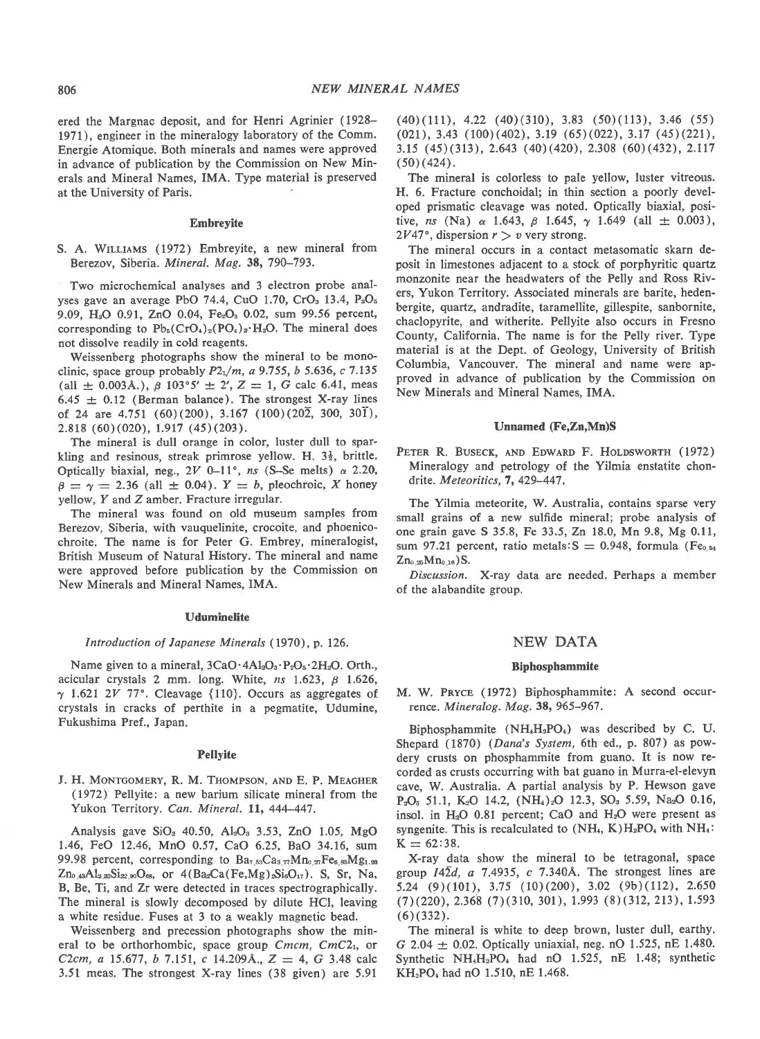ered the Margnac deposit, and for Henri Agrinier (1928–1971), engineer in the mineralogy laboratory of the Comm. Energie Atomique. Both minerals and names were approved in advance of publication by the Commission on New Minerals and Mineral Names, IMA. Type material is preserved at the University of Paris.

### Embreyite

S. A. Williams (1972) Embreyite, a new mineral from Berezov, Siberia. *Mineral. Mag.* **38**, 790–793.

Two microchemical analyses and 3 electron probe analyses gave an average PbO 74.4, CuO 1.70, $CrO_3$ 13.4, $P_2O_5$ 9.09, $H_2O$ 0.91, ZnO 0.04, $Fe_2O_3$ 0.02, sum 99.56 percent, corresponding to $Pb_5(CrO_4)_2(PO_4)_2 \cdot H_2O$. The mineral does not dissolve readily in cold reagents.

Weissenberg photographs show the mineral to be monoclinic, space group probably $P2_1/m$, *a* 9.755, *b* 5.636, *c* 7.135 (all ± 0.003Å.), β 103°5′ ± 2′, Z = 1, G calc 6.41, meas 6.45 ± 0.12 (Berman balance). The strongest X-ray lines of 24 are 4.751 (60)(200), 3.167 (100)(20$\bar{2}$, 300, 30$\bar{1}$), 2.818 (60)(020), 1.917 (45)(203).

The mineral is dull orange in color, luster dull to sparkling and resinous, streak primrose yellow. H. 3½, brittle. Optically biaxial, neg., 2V 0–11°, ns (S-Se melts) α 2.20, β = γ = 2.36 (all ± 0.04). Y = b, pleochroic, X honey yellow, Y and Z amber. Fracture irregular.

The mineral was found on old museum samples from Berezov, Siberia, with vauquelinite, crocoite, and phoenicochroite. The name is for Peter G. Embrey, mineralogist, British Museum of Natural History. The mineral and name were approved before publication by the Commission on New Minerals and Mineral Names, IMA.

### Uduminelite

*Introduction of Japanese Minerals* (1970), p. 126.

Name given to a mineral, $3CaO \cdot 4Al_2O_3 \cdot P_2O_5 \cdot 2H_2O$. Orth., acicular crystals 2 mm. long. White, ns 1.623, β 1.626, γ 1.621 2V 77°. Cleavage {110}. Occurs as aggregates of crystals in cracks of perthite in a pegmatite, Udumine, Fukushima Pref., Japan.

### Pellyite

J. H. Montgomery, R. M. Thompson, and E. P. Meagher (1972) Pellyite: a new barium silicate mineral from the Yukon Territory. *Can. Mineral.* **11**, 444–447.

Analysis gave $SiO_2$ 40.50, $Al_2O_3$ 3.53, ZnO 1.05, MgO 1.46, FeO 12.46, MnO 0.57, CaO 6.25, BaO 34.16, sum 99.98 percent, corresponding to $Ba_{7.83}Ca_{3.77}Mn_{0.27}Fe_{5.83}Mg_{1.23}Zn_{0.43}Al_{2.33}Si_{22.90}O_{68}$, or $4(Ba_2Ca(Fe,Mg)_2Si_6O_{17})$. S, Sr, Na, B, Be, Ti, and Zr were detected in traces spectrographically. The mineral is slowly decomposed by dilute HCl, leaving a white residue. Fuses at 3 to a weakly magnetic bead.

Weissenberg and precession photographs show the mineral to be orthorhombic, space group *Cmcm*, $Cmc2_1$, or *C2cm*, *a* 15.677, *b* 7.151, *c* 14.209Å., Z = 4, G 3.48 calc 3.51 meas. The strongest X-ray lines (38 given) are 5.91 (40)(111), 4.22 (40)(310), 3.83 (50)(113), 3.46 (55)(021), 3.43 (100)(402), 3.19 (65)(022), 3.17 (45)(221), 3.15 (45)(313), 2.643 (40)(420), 2.308 (60)(432), 2.117 (50)(424).

The mineral is colorless to pale yellow, luster vitreous. H. 6. Fracture conchoidal; in thin section a poorly developed prismatic cleavage was noted. Optically biaxial, positive, ns (Na) α 1.643, β 1.645, γ 1.649 (all ± 0.003), 2V47°, dispersion r > v very strong.

The mineral occurs in a contact metasomatic skarn deposit in limestones adjacent to a stock of porphyritic quartz monzonite near the headwaters of the Pelly and Ross Rivers, Yukon Territory. Associated minerals are barite, hedenbergite, quartz, andradite, taramellite, gillespite, sanbornite, chaclopyrite, and witherite. Pellyite also occurs in Fresno County, California. The name is for the Pelly river. Type material is at the Dept. of Geology, University of British Columbia, Vancouver. The mineral and name were approved in advance of publication by the Commission on New Minerals and Mineral Names, IMA.

### Unnamed (Fe,Zn,Mn)S

Peter R. Buseck, and Edward F. Holdsworth (1972) Mineralogy and petrology of the Yilmia enstatite chondrite. *Meteoritics*, **7**, 429–447.

The Yilmia meteorite, W. Australia, contains sparse very small grains of a new sulfide mineral; probe analysis of one grain gave S 35.8, Fe 33.5, Zn 18.0, Mn 9.8, Mg 0.11, sum 97.21 percent, ratio metals:S = 0.948, formula $(Fe_{0.54}Zn_{0.25}Mn_{0.16})S$.

*Discussion.* X-ray data are needed. Perhaps a member of the alabandite group.

## NEW DATA

### Biphosphammite

M. W. Pryce (1972) Biphosphammite: A second occurrence. *Mineralog. Mag.* **38**, 965–967.

Biphosphammite ($NH_4H_2PO_4$) was described by C. U. Shepard (1870) (*Dana's System*, 6th ed., p. 807) as powdery crusts on phosphammite from guano. It is now recorded as crusts occurring with bat guano in Murra-el-elevyn cave, W. Australia. A partial analysis by P. Hewson gave $P_2O_5$ 51.1, $K_2O$ 14.2, $(NH_4)_2O$ 12.3, $SO_3$ 5.59, $Na_2O$ 0.16, insol. in $H_2O$ 0.81 percent; CaO and $H_2O$ were present as syngenite. This is recalculated to $(NH_4, K)H_2PO_4$ with $NH_4$:K = 62:38.

X-ray data show the mineral to be tetragonal, space group $I\bar{4}2d$, *a* 7.4935, *c* 7.340Å. The strongest lines are 5.24 (9)(101), 3.75 (10)(200), 3.02 (9b)(112), 2.650 (7)(220), 2.368 (7)(310, 301), 1.993 (8)(312, 213), 1.593 (6)(332).

The mineral is white to deep brown, luster dull, earthy. G 2.04 ± 0.02. Optically uniaxial, neg. nO 1.525, nE 1.480. Synthetic $NH_4H_2PO_4$ had nO 1.525, nE 1.48; synthetic $KH_2PO_4$ had nO 1.510, nE 1.468.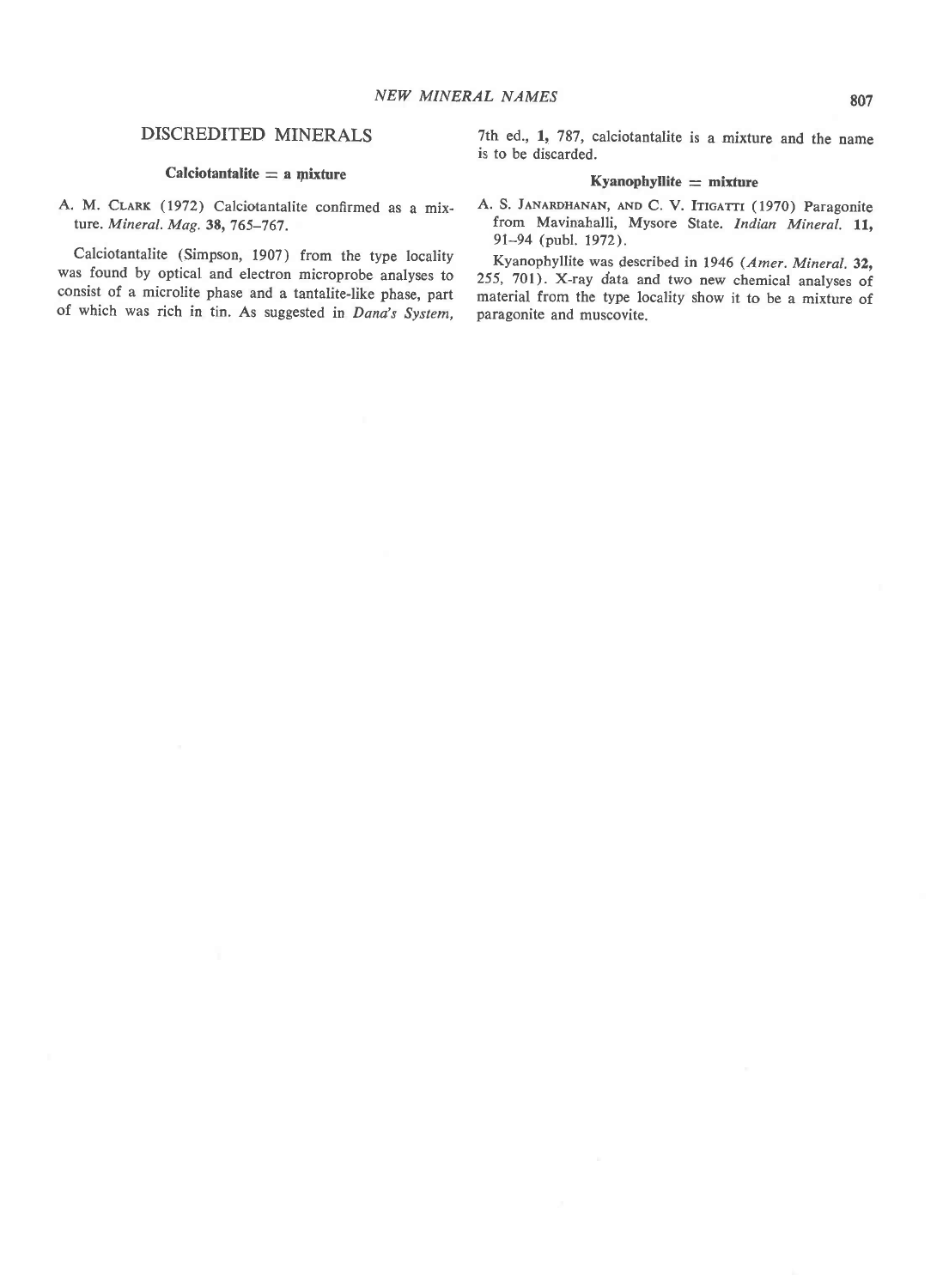## DISCREDITED MINERALS

### Calciotantalite = a mixture

A. M. Clark (1972) Calciotantalite confirmed as a mixture. *Mineral. Mag.* **38**, 765–767.

Calciotantalite (Simpson, 1907) from the type locality was found by optical and electron microprobe analyses to consist of a microlite phase and a tantalite-like phase, part of which was rich in tin. As suggested in *Dana's System*, 7th ed., **1**, 787, calciotantalite is a mixture and the name is to be discarded.

### Kyanophyllite = mixture

A. S. Janardhanan, and C. V. Itigatti (1970) Paragonite from Mavinahalli, Mysore State. *Indian Mineral.* **11**, 91–94 (publ. 1972).

Kyanophyllite was described in 1946 (*Amer. Mineral.* **32**, 255, 701). X-ray data and two new chemical analyses of material from the type locality show it to be a mixture of paragonite and muscovite.